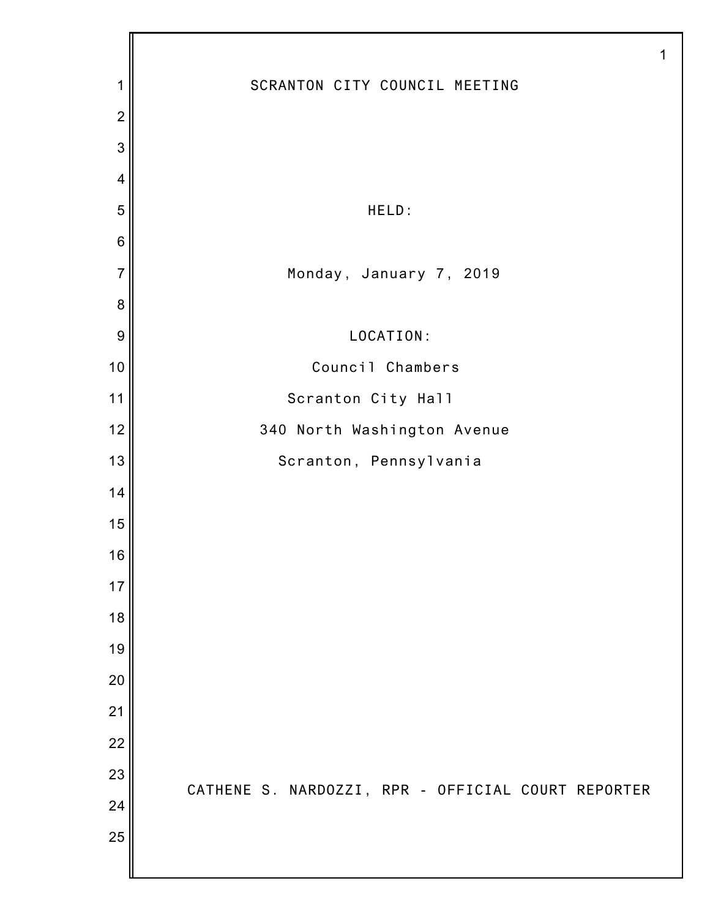# SCRANTON CITY COUNCIL MEETING

HELD:

Monday, January 7, 2019

LOCATION:

Council Chambers

Scranton City Hall

340 North Washington Avenue

Scranton, Pennsylvania

CATHENE S. NARDOZZI, RPR - OFFICIAL COURT REPORTER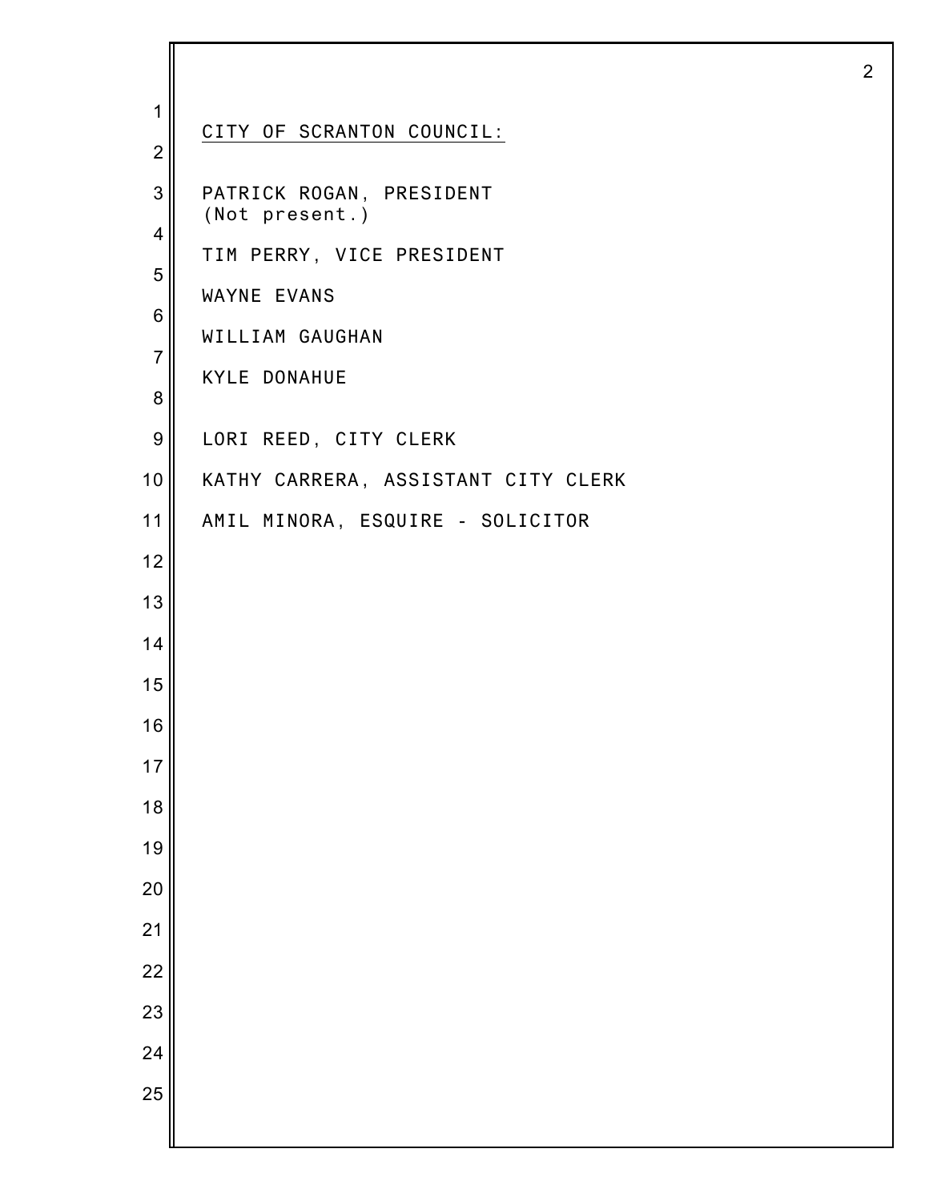CITY OF SCRANTON COUNCIL:

PATRICK ROGAN, PRESIDENT
(Not present.)

TIM PERRY, VICE PRESIDENT

WAYNE EVANS

WILLIAM GAUGHAN

KYLE DONAHUE

LORI REED, CITY CLERK

KATHY CARRERA, ASSISTANT CITY CLERK

AMIL MINORA, ESQUIRE - SOLICITOR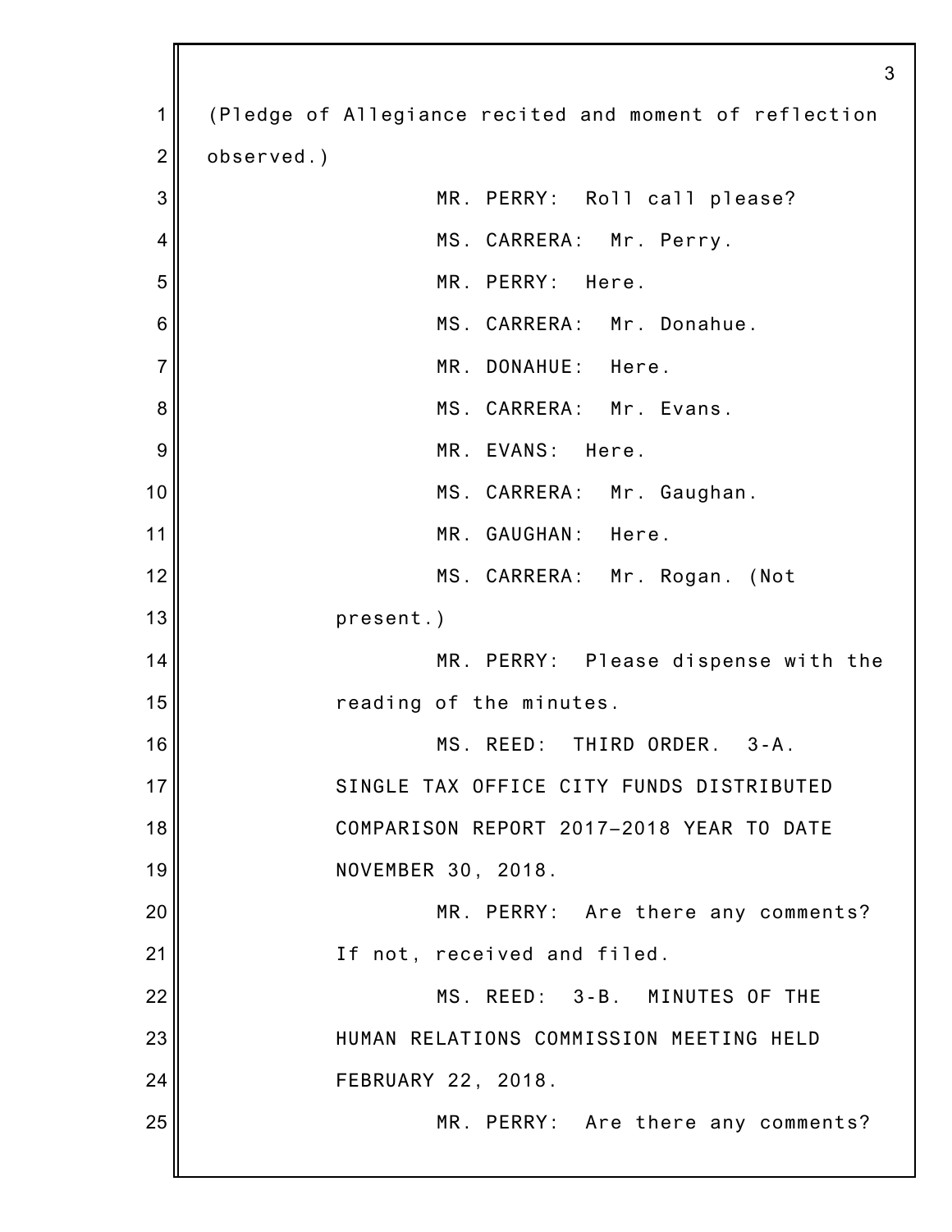(Pledge of Allegiance recited and moment of reflection observed.)

MR. PERRY: Roll call please?

MS. CARRERA: Mr. Perry.

MR. PERRY: Here.

MS. CARRERA: Mr. Donahue.

MR. DONAHUE: Here.

MS. CARRERA: Mr. Evans.

MR. EVANS: Here.

MS. CARRERA: Mr. Gaughan.

MR. GAUGHAN: Here.

MS. CARRERA: Mr. Rogan. (Not present.)

MR. PERRY: Please dispense with the reading of the minutes.

MS. REED: THIRD ORDER. 3-A. SINGLE TAX OFFICE CITY FUNDS DISTRIBUTED COMPARISON REPORT 2017-2018 YEAR TO DATE NOVEMBER 30, 2018.

MR. PERRY: Are there any comments? If not, received and filed.

MS. REED: 3-B. MINUTES OF THE HUMAN RELATIONS COMMISSION MEETING HELD FEBRUARY 22, 2018.

MR. PERRY: Are there any comments?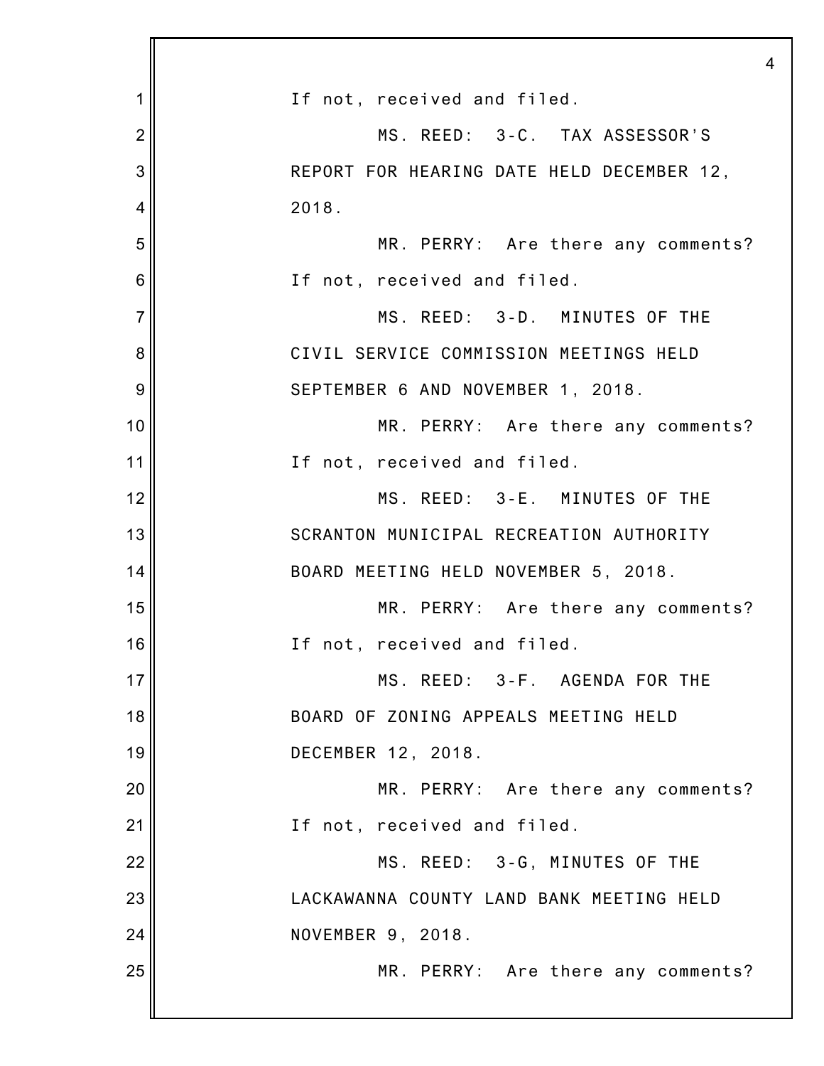If not, received and filed.

MS. REED: 3-C. TAX ASSESSOR'S REPORT FOR HEARING DATE HELD DECEMBER 12, 2018.

MR. PERRY: Are there any comments? If not, received and filed.

MS. REED: 3-D. MINUTES OF THE CIVIL SERVICE COMMISSION MEETINGS HELD SEPTEMBER 6 AND NOVEMBER 1, 2018.

MR. PERRY: Are there any comments? If not, received and filed.

MS. REED: 3-E. MINUTES OF THE SCRANTON MUNICIPAL RECREATION AUTHORITY BOARD MEETING HELD NOVEMBER 5, 2018.

MR. PERRY: Are there any comments? If not, received and filed.

MS. REED: 3-F. AGENDA FOR THE BOARD OF ZONING APPEALS MEETING HELD DECEMBER 12, 2018.

MR. PERRY: Are there any comments? If not, received and filed.

MS. REED: 3-G, MINUTES OF THE LACKAWANNA COUNTY LAND BANK MEETING HELD NOVEMBER 9, 2018.

MR. PERRY: Are there any comments?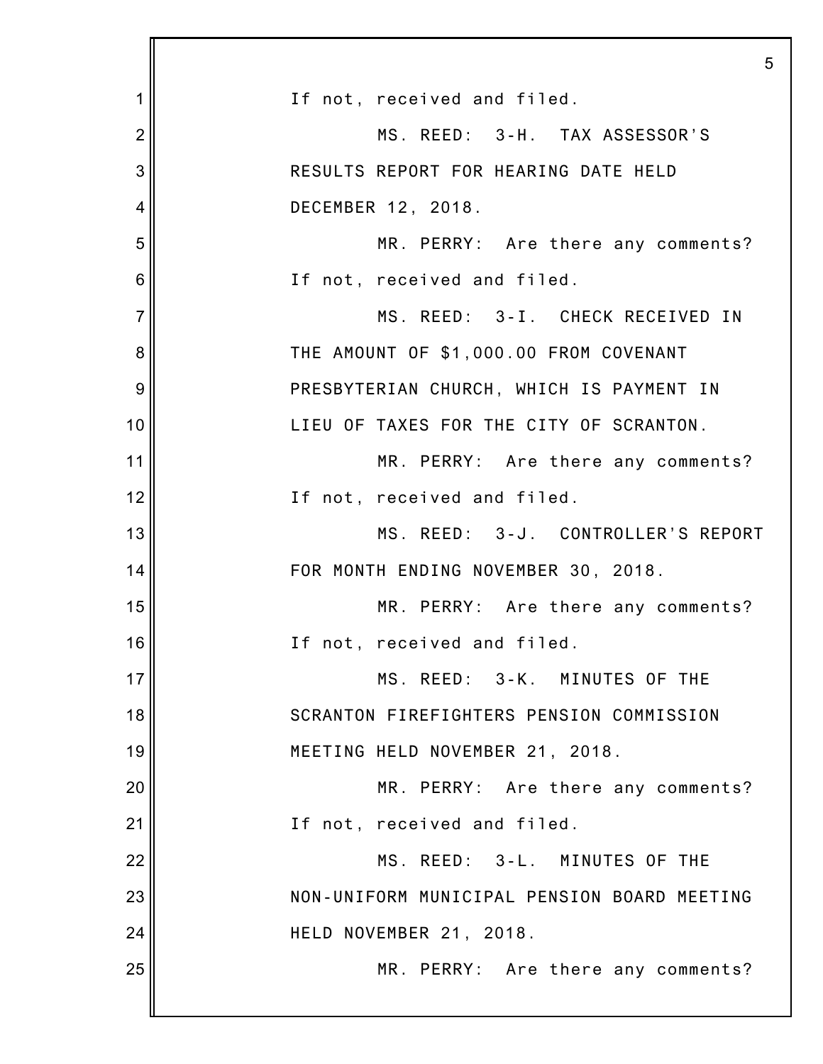If not, received and filed.

MS. REED: 3-H. TAX ASSESSOR'S RESULTS REPORT FOR HEARING DATE HELD DECEMBER 12, 2018.

MR. PERRY: Are there any comments? If not, received and filed.

MS. REED: 3-I. CHECK RECEIVED IN THE AMOUNT OF $1,000.00 FROM COVENANT PRESBYTERIAN CHURCH, WHICH IS PAYMENT IN LIEU OF TAXES FOR THE CITY OF SCRANTON.

MR. PERRY: Are there any comments? If not, received and filed.

MS. REED: 3-J. CONTROLLER'S REPORT FOR MONTH ENDING NOVEMBER 30, 2018.

MR. PERRY: Are there any comments? If not, received and filed.

MS. REED: 3-K. MINUTES OF THE SCRANTON FIREFIGHTERS PENSION COMMISSION MEETING HELD NOVEMBER 21, 2018.

MR. PERRY: Are there any comments? If not, received and filed.

MS. REED: 3-L. MINUTES OF THE NON-UNIFORM MUNICIPAL PENSION BOARD MEETING HELD NOVEMBER 21, 2018.

MR. PERRY: Are there any comments?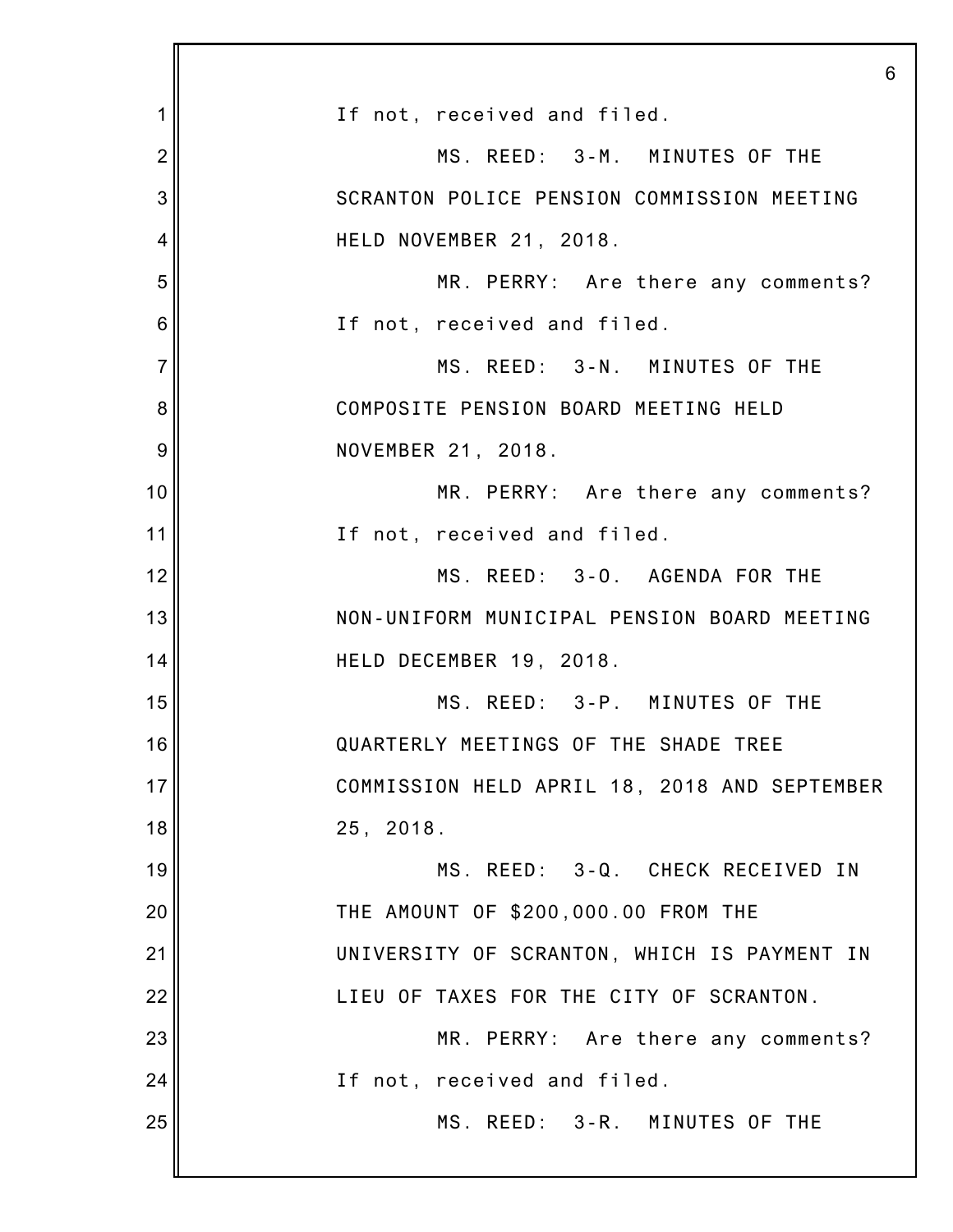If not, received and filed.

MS. REED: 3-M. MINUTES OF THE SCRANTON POLICE PENSION COMMISSION MEETING HELD NOVEMBER 21, 2018.

MR. PERRY: Are there any comments? If not, received and filed.

MS. REED: 3-N. MINUTES OF THE COMPOSITE PENSION BOARD MEETING HELD NOVEMBER 21, 2018.

MR. PERRY: Are there any comments? If not, received and filed.

MS. REED: 3-O. AGENDA FOR THE NON-UNIFORM MUNICIPAL PENSION BOARD MEETING HELD DECEMBER 19, 2018.

MS. REED: 3-P. MINUTES OF THE QUARTERLY MEETINGS OF THE SHADE TREE COMMISSION HELD APRIL 18, 2018 AND SEPTEMBER 25, 2018.

MS. REED: 3-Q. CHECK RECEIVED IN THE AMOUNT OF $200,000.00 FROM THE UNIVERSITY OF SCRANTON, WHICH IS PAYMENT IN LIEU OF TAXES FOR THE CITY OF SCRANTON.

MR. PERRY: Are there any comments? If not, received and filed.

MS. REED: 3-R. MINUTES OF THE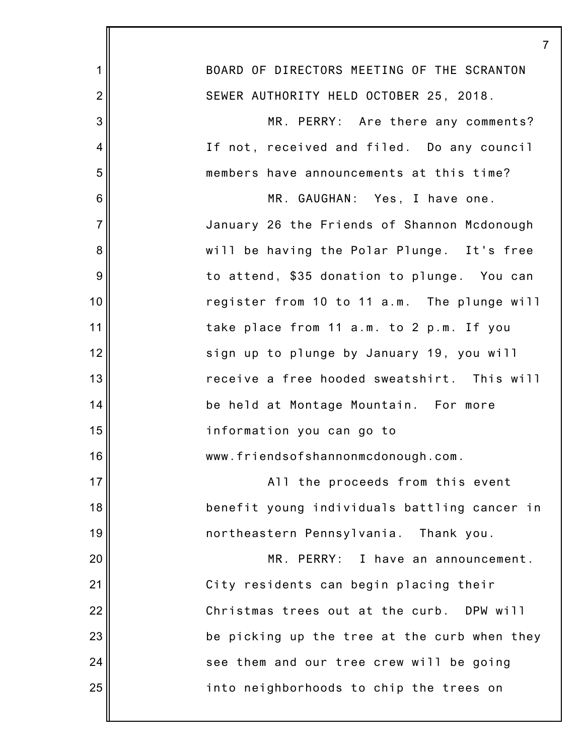BOARD OF DIRECTORS MEETING OF THE SCRANTON SEWER AUTHORITY HELD OCTOBER 25, 2018.

MR. PERRY: Are there any comments? If not, received and filed. Do any council members have announcements at this time?

MR. GAUGHAN: Yes, I have one. January 26 the Friends of Shannon Mcdonough will be having the Polar Plunge. It's free to attend, $35 donation to plunge. You can register from 10 to 11 a.m. The plunge will take place from 11 a.m. to 2 p.m. If you sign up to plunge by January 19, you will receive a free hooded sweatshirt. This will be held at Montage Mountain. For more information you can go to www.friendsofshannonmcdonough.com.

All the proceeds from this event benefit young individuals battling cancer in northeastern Pennsylvania. Thank you.

MR. PERRY: I have an announcement. City residents can begin placing their Christmas trees out at the curb. DPW will be picking up the tree at the curb when they see them and our tree crew will be going into neighborhoods to chip the trees on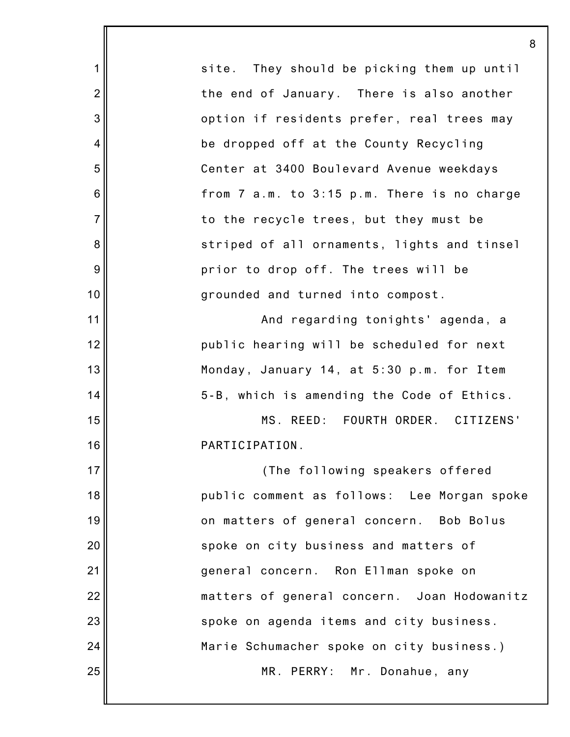site. They should be picking them up until the end of January. There is also another option if residents prefer, real trees may be dropped off at the County Recycling Center at 3400 Boulevard Avenue weekdays from 7 a.m. to 3:15 p.m. There is no charge to the recycle trees, but they must be striped of all ornaments, lights and tinsel prior to drop off. The trees will be grounded and turned into compost.

And regarding tonights' agenda, a public hearing will be scheduled for next Monday, January 14, at 5:30 p.m. for Item 5-B, which is amending the Code of Ethics.

MS. REED: FOURTH ORDER. CITIZENS' PARTICIPATION.

(The following speakers offered public comment as follows: Lee Morgan spoke on matters of general concern. Bob Bolus spoke on city business and matters of general concern. Ron Ellman spoke on matters of general concern. Joan Hodowanitz spoke on agenda items and city business. Marie Schumacher spoke on city business.)

MR. PERRY: Mr. Donahue, any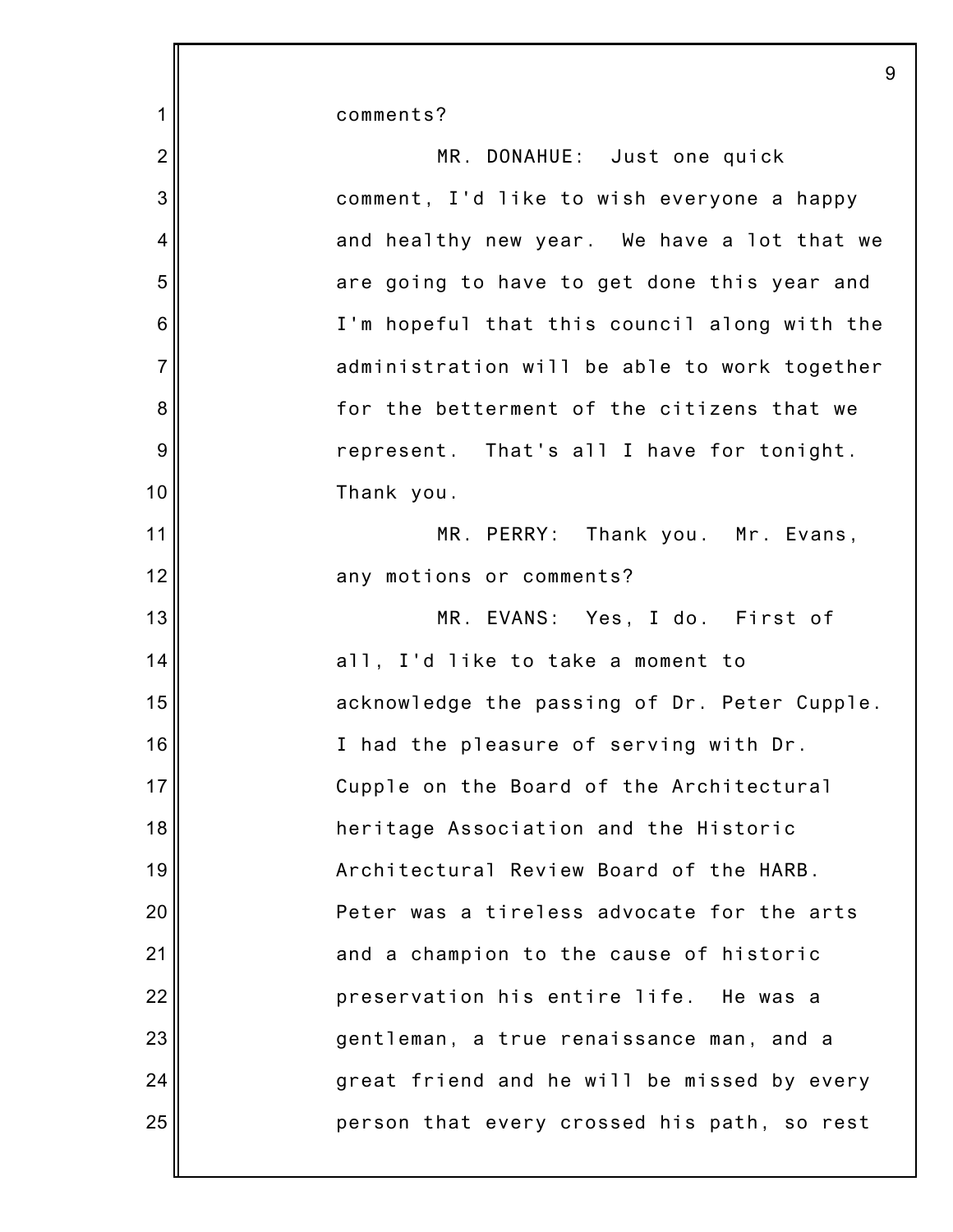comments?

MR. DONAHUE: Just one quick comment, I'd like to wish everyone a happy and healthy new year. We have a lot that we are going to have to get done this year and I'm hopeful that this council along with the administration will be able to work together for the betterment of the citizens that we represent. That's all I have for tonight. Thank you.

MR. PERRY: Thank you. Mr. Evans, any motions or comments?

MR. EVANS: Yes, I do. First of all, I'd like to take a moment to acknowledge the passing of Dr. Peter Cupple. I had the pleasure of serving with Dr. Cupple on the Board of the Architectural heritage Association and the Historic Architectural Review Board of the HARB. Peter was a tireless advocate for the arts and a champion to the cause of historic preservation his entire life. He was a gentleman, a true renaissance man, and a great friend and he will be missed by every person that every crossed his path, so rest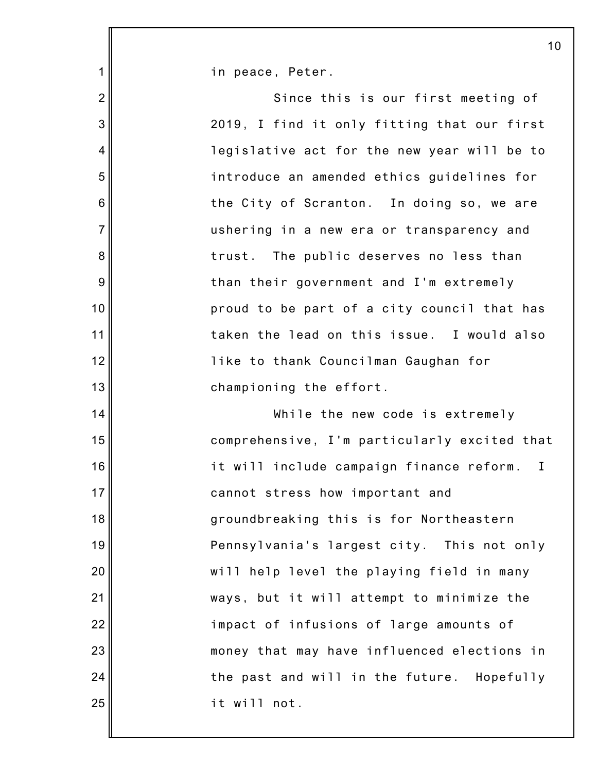in peace, Peter.

Since this is our first meeting of 2019, I find it only fitting that our first legislative act for the new year will be to introduce an amended ethics guidelines for the City of Scranton. In doing so, we are ushering in a new era or transparency and trust. The public deserves no less than than their government and I'm extremely proud to be part of a city council that has taken the lead on this issue. I would also like to thank Councilman Gaughan for championing the effort.

While the new code is extremely comprehensive, I'm particularly excited that it will include campaign finance reform. I cannot stress how important and groundbreaking this is for Northeastern Pennsylvania's largest city. This not only will help level the playing field in many ways, but it will attempt to minimize the impact of infusions of large amounts of money that may have influenced elections in the past and will in the future. Hopefully it will not.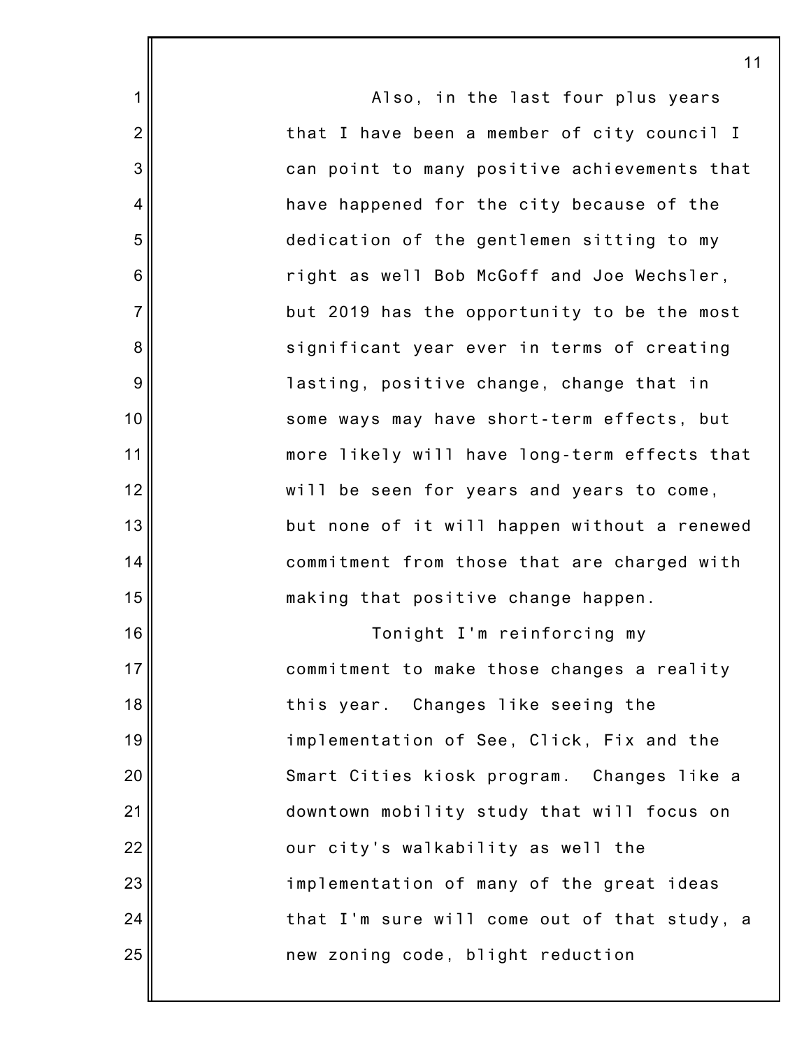Also, in the last four plus years that I have been a member of city council I can point to many positive achievements that have happened for the city because of the dedication of the gentlemen sitting to my right as well Bob McGoff and Joe Wechsler, but 2019 has the opportunity to be the most significant year ever in terms of creating lasting, positive change, change that in some ways may have short-term effects, but more likely will have long-term effects that will be seen for years and years to come, but none of it will happen without a renewed commitment from those that are charged with making that positive change happen.

Tonight I'm reinforcing my commitment to make those changes a reality this year. Changes like seeing the implementation of See, Click, Fix and the Smart Cities kiosk program. Changes like a downtown mobility study that will focus on our city's walkability as well the implementation of many of the great ideas that I'm sure will come out of that study, a new zoning code, blight reduction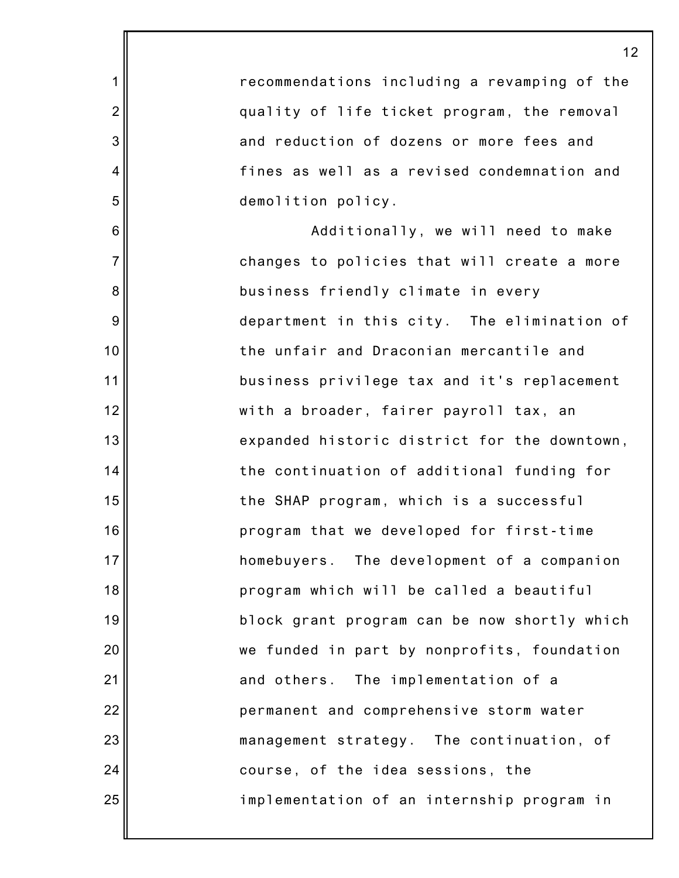recommendations including a revamping of the quality of life ticket program, the removal and reduction of dozens or more fees and fines as well as a revised condemnation and demolition policy.

Additionally, we will need to make changes to policies that will create a more business friendly climate in every department in this city. The elimination of the unfair and Draconian mercantile and business privilege tax and it's replacement with a broader, fairer payroll tax, an expanded historic district for the downtown, the continuation of additional funding for the SHAP program, which is a successful program that we developed for first-time homebuyers. The development of a companion program which will be called a beautiful block grant program can be now shortly which we funded in part by nonprofits, foundation and others. The implementation of a permanent and comprehensive storm water management strategy. The continuation, of course, of the idea sessions, the implementation of an internship program in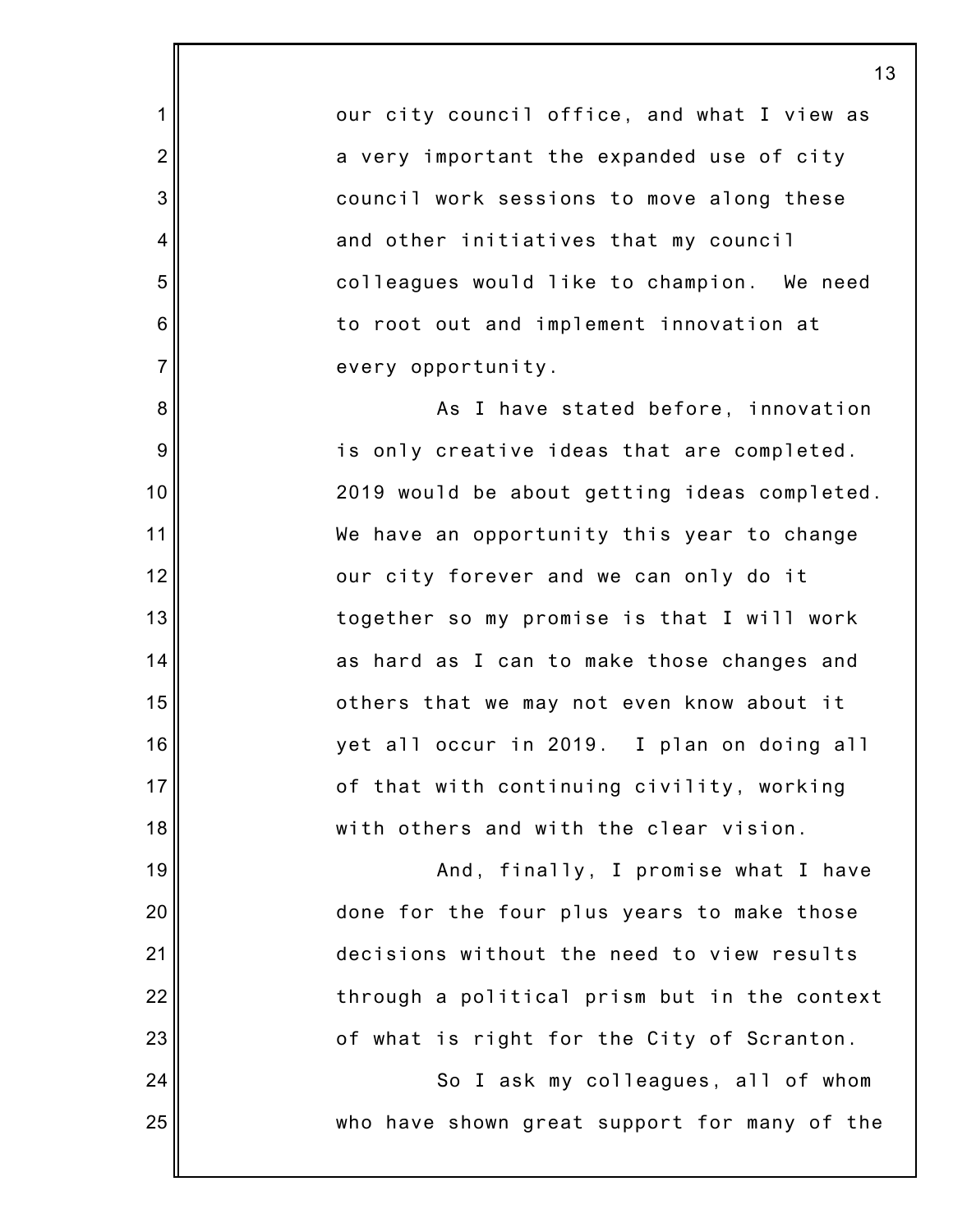our city council office, and what I view as a very important the expanded use of city council work sessions to move along these and other initiatives that my council colleagues would like to champion. We need to root out and implement innovation at every opportunity.

As I have stated before, innovation is only creative ideas that are completed. 2019 would be about getting ideas completed. We have an opportunity this year to change our city forever and we can only do it together so my promise is that I will work as hard as I can to make those changes and others that we may not even know about it yet all occur in 2019. I plan on doing all of that with continuing civility, working with others and with the clear vision.

And, finally, I promise what I have done for the four plus years to make those decisions without the need to view results through a political prism but in the context of what is right for the City of Scranton.

So I ask my colleagues, all of whom who have shown great support for many of the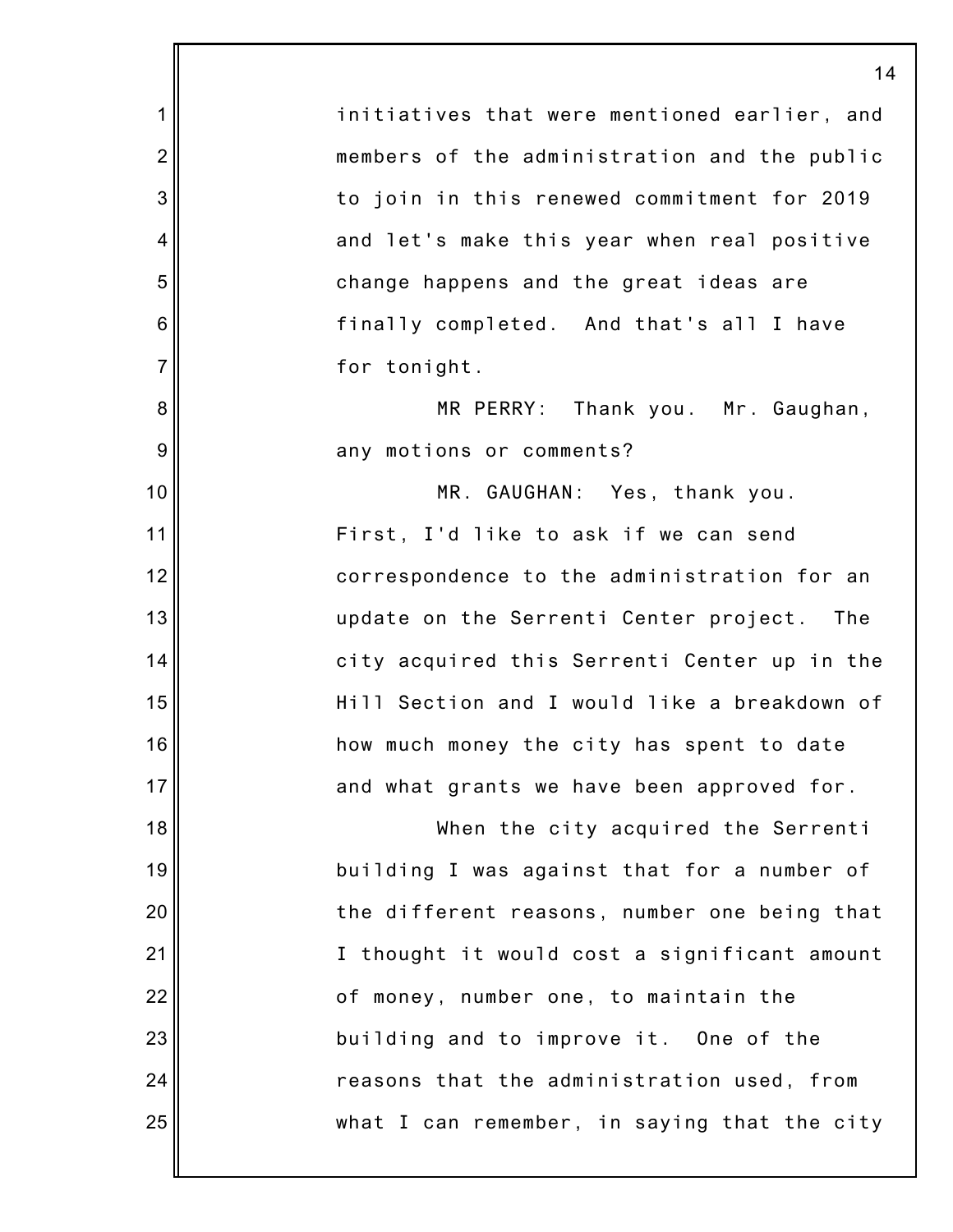initiatives that were mentioned earlier, and members of the administration and the public to join in this renewed commitment for 2019 and let's make this year when real positive change happens and the great ideas are finally completed. And that's all I have for tonight.

MR PERRY: Thank you. Mr. Gaughan, any motions or comments?

MR. GAUGHAN: Yes, thank you. First, I'd like to ask if we can send correspondence to the administration for an update on the Serrenti Center project. The city acquired this Serrenti Center up in the Hill Section and I would like a breakdown of how much money the city has spent to date and what grants we have been approved for.

When the city acquired the Serrenti building I was against that for a number of the different reasons, number one being that I thought it would cost a significant amount of money, number one, to maintain the building and to improve it. One of the reasons that the administration used, from what I can remember, in saying that the city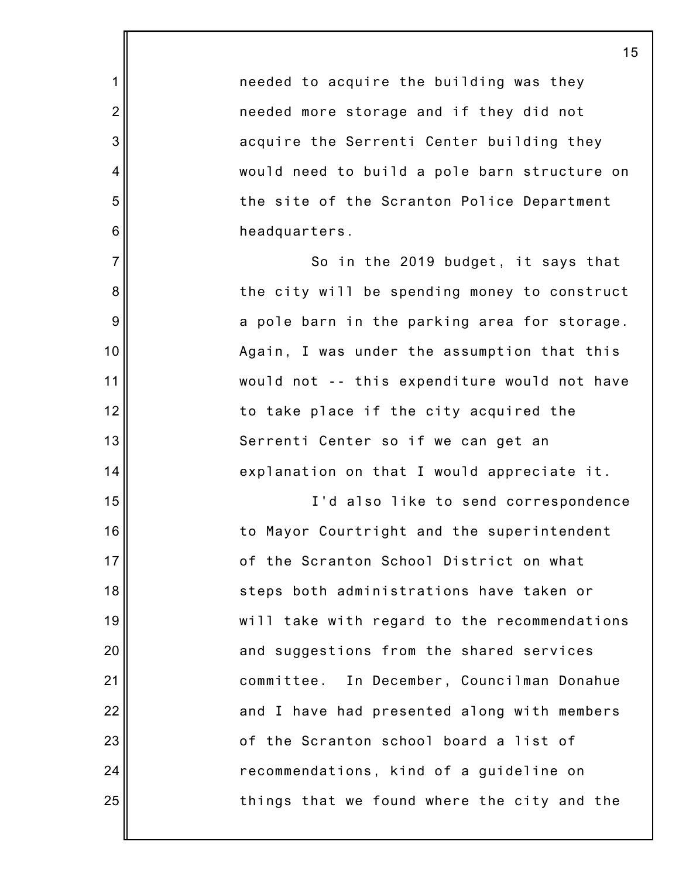needed to acquire the building was they needed more storage and if they did not acquire the Serrenti Center building they would need to build a pole barn structure on the site of the Scranton Police Department headquarters.

So in the 2019 budget, it says that the city will be spending money to construct a pole barn in the parking area for storage. Again, I was under the assumption that this would not -- this expenditure would not have to take place if the city acquired the Serrenti Center so if we can get an explanation on that I would appreciate it.

I'd also like to send correspondence to Mayor Courtright and the superintendent of the Scranton School District on what steps both administrations have taken or will take with regard to the recommendations and suggestions from the shared services committee. In December, Councilman Donahue and I have had presented along with members of the Scranton school board a list of recommendations, kind of a guideline on things that we found where the city and the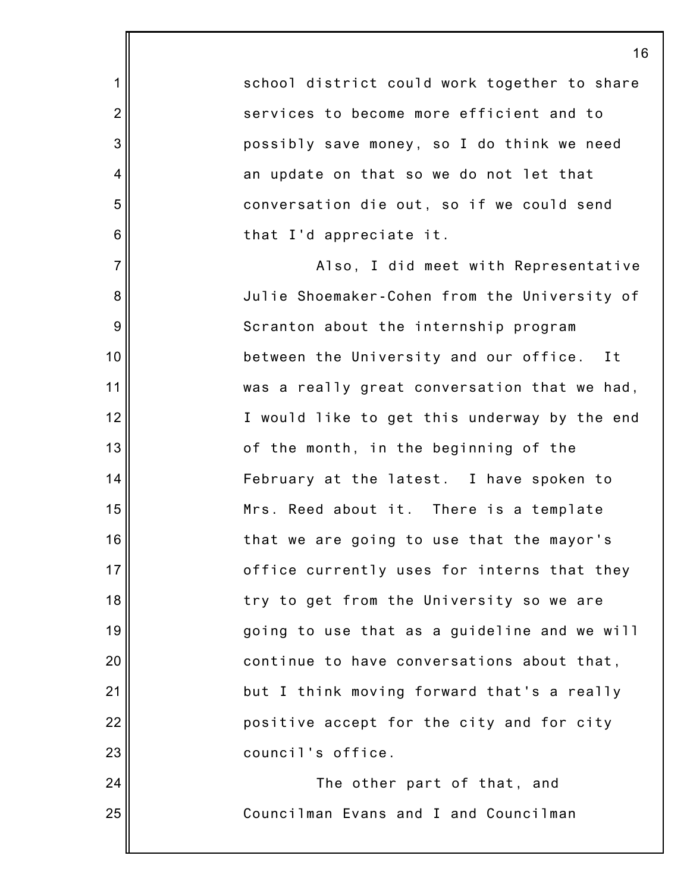school district could work together to share services to become more efficient and to possibly save money, so I do think we need an update on that so we do not let that conversation die out, so if we could send that I'd appreciate it.

Also, I did meet with Representative Julie Shoemaker-Cohen from the University of Scranton about the internship program between the University and our office. It was a really great conversation that we had, I would like to get this underway by the end of the month, in the beginning of the February at the latest. I have spoken to Mrs. Reed about it. There is a template that we are going to use that the mayor's office currently uses for interns that they try to get from the University so we are going to use that as a guideline and we will continue to have conversations about that, but I think moving forward that's a really positive accept for the city and for city council's office.

The other part of that, and Councilman Evans and I and Councilman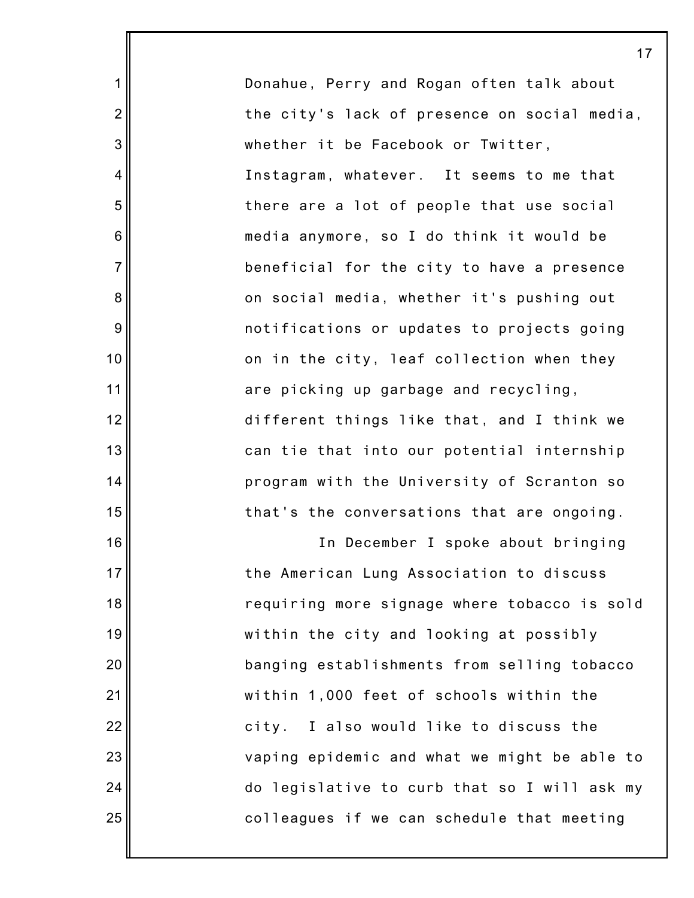Donahue, Perry and Rogan often talk about the city's lack of presence on social media, whether it be Facebook or Twitter, Instagram, whatever. It seems to me that there are a lot of people that use social media anymore, so I do think it would be beneficial for the city to have a presence on social media, whether it's pushing out notifications or updates to projects going on in the city, leaf collection when they are picking up garbage and recycling, different things like that, and I think we can tie that into our potential internship program with the University of Scranton so that's the conversations that are ongoing.

In December I spoke about bringing the American Lung Association to discuss requiring more signage where tobacco is sold within the city and looking at possibly banging establishments from selling tobacco within 1,000 feet of schools within the city. I also would like to discuss the vaping epidemic and what we might be able to do legislative to curb that so I will ask my colleagues if we can schedule that meeting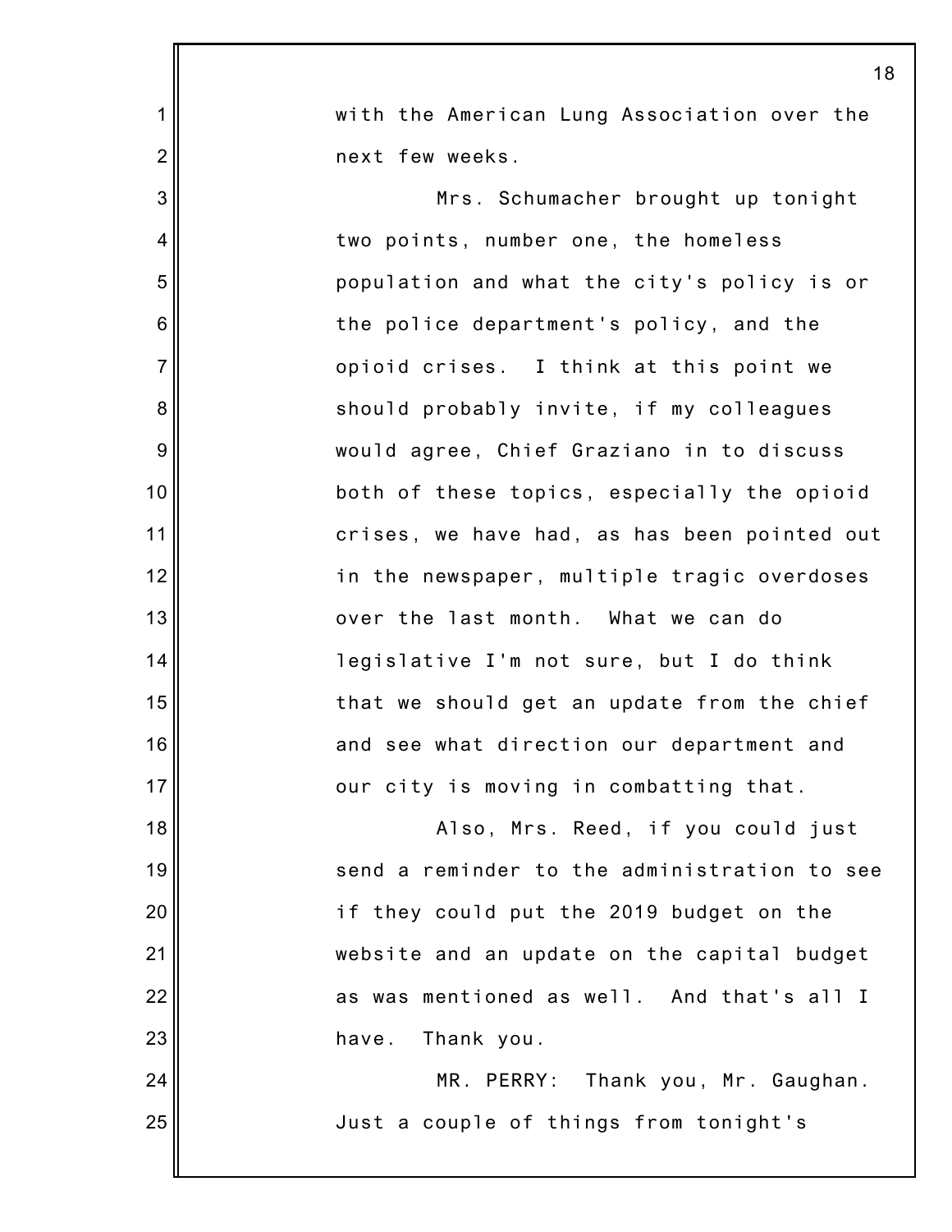with the American Lung Association over the next few weeks.

Mrs. Schumacher brought up tonight two points, number one, the homeless population and what the city's policy is or the police department's policy, and the opioid crises. I think at this point we should probably invite, if my colleagues would agree, Chief Graziano in to discuss both of these topics, especially the opioid crises, we have had, as has been pointed out in the newspaper, multiple tragic overdoses over the last month. What we can do legislative I'm not sure, but I do think that we should get an update from the chief and see what direction our department and our city is moving in combatting that.

Also, Mrs. Reed, if you could just send a reminder to the administration to see if they could put the 2019 budget on the website and an update on the capital budget as was mentioned as well. And that's all I have. Thank you.

MR. PERRY: Thank you, Mr. Gaughan. Just a couple of things from tonight's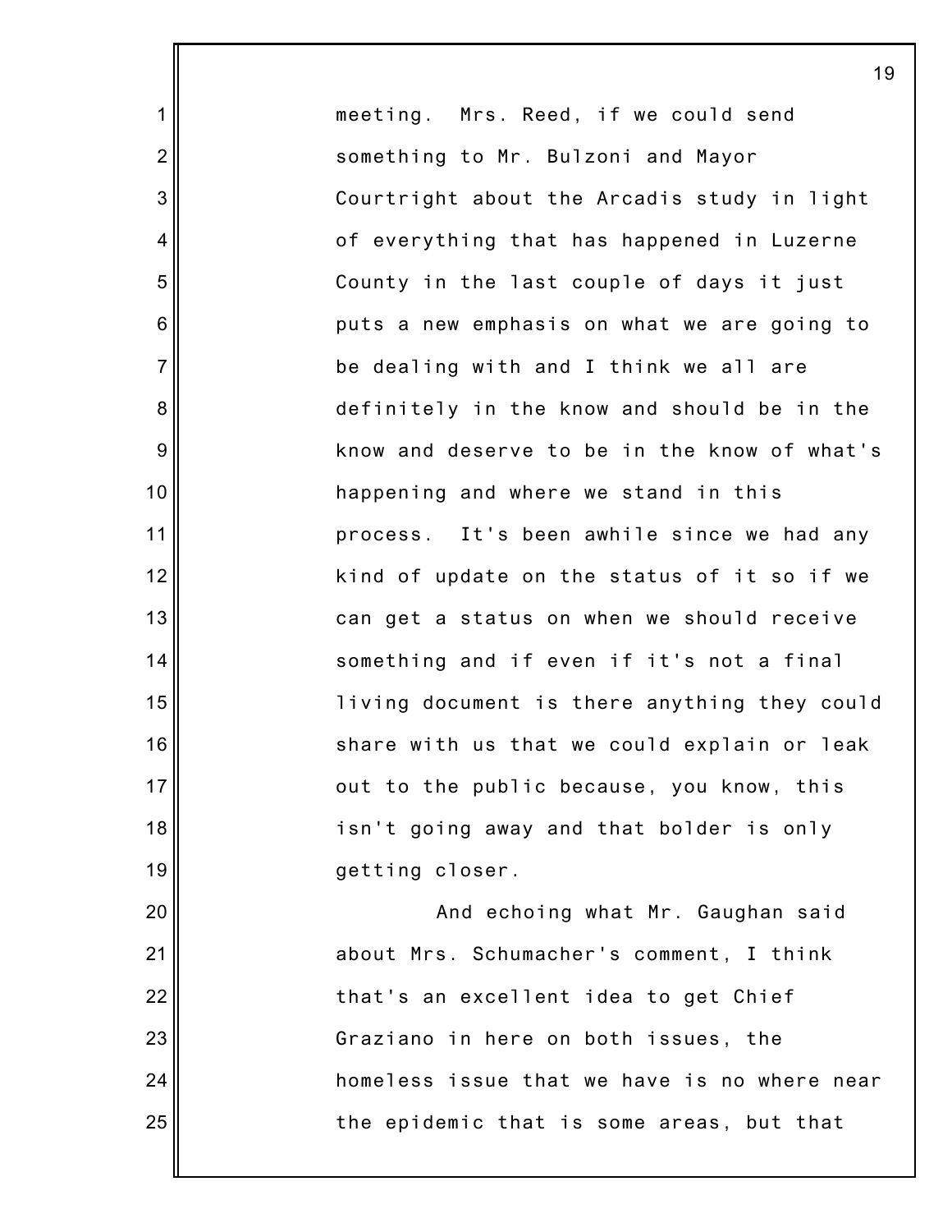meeting. Mrs. Reed, if we could send something to Mr. Bulzoni and Mayor Courtright about the Arcadis study in light of everything that has happened in Luzerne County in the last couple of days it just puts a new emphasis on what we are going to be dealing with and I think we all are definitely in the know and should be in the know and deserve to be in the know of what's happening and where we stand in this process. It's been awhile since we had any kind of update on the status of it so if we can get a status on when we should receive something and if even if it's not a final living document is there anything they could share with us that we could explain or leak out to the public because, you know, this isn't going away and that bolder is only getting closer.

And echoing what Mr. Gaughan said about Mrs. Schumacher's comment, I think that's an excellent idea to get Chief Graziano in here on both issues, the homeless issue that we have is no where near the epidemic that is some areas, but that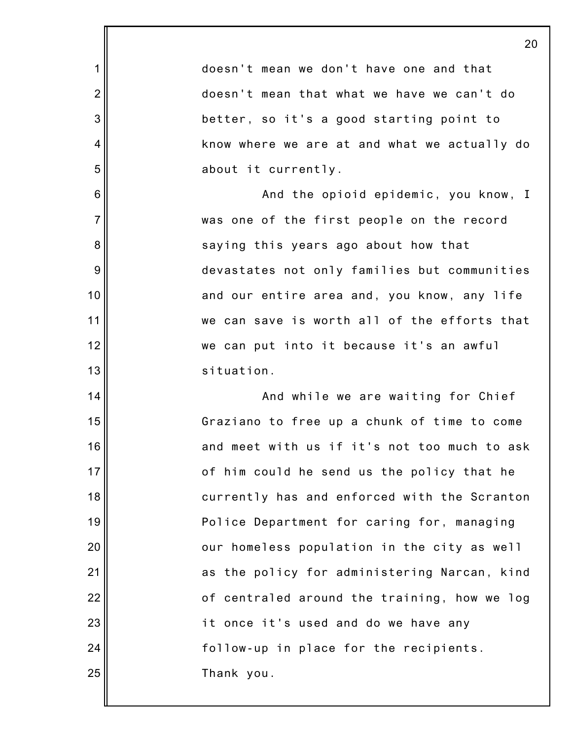doesn't mean we don't have one and that doesn't mean that what we have we can't do better, so it's a good starting point to know where we are at and what we actually do about it currently.

And the opioid epidemic, you know, I was one of the first people on the record saying this years ago about how that devastates not only families but communities and our entire area and, you know, any life we can save is worth all of the efforts that we can put into it because it's an awful situation.

And while we are waiting for Chief Graziano to free up a chunk of time to come and meet with us if it's not too much to ask of him could he send us the policy that he currently has and enforced with the Scranton Police Department for caring for, managing our homeless population in the city as well as the policy for administering Narcan, kind of centraled around the training, how we log it once it's used and do we have any follow-up in place for the recipients. Thank you.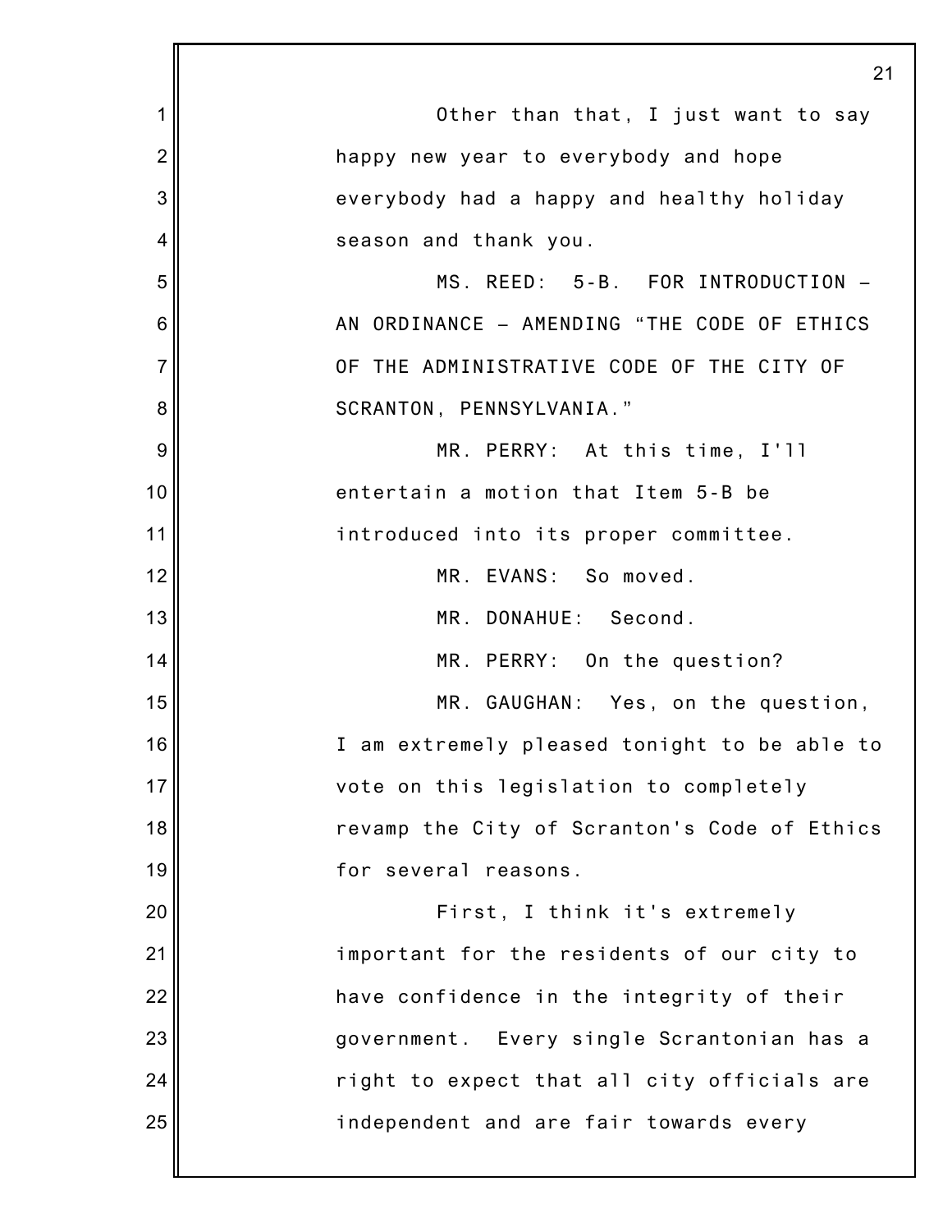Other than that, I just want to say happy new year to everybody and hope everybody had a happy and healthy holiday season and thank you.

MS. REED: 5-B. FOR INTRODUCTION – AN ORDINANCE – AMENDING "THE CODE OF ETHICS OF THE ADMINISTRATIVE CODE OF THE CITY OF SCRANTON, PENNSYLVANIA."

MR. PERRY: At this time, I'll entertain a motion that Item 5-B be introduced into its proper committee.

MR. EVANS: So moved.

MR. DONAHUE: Second.

MR. PERRY: On the question?

MR. GAUGHAN: Yes, on the question, I am extremely pleased tonight to be able to vote on this legislation to completely revamp the City of Scranton's Code of Ethics for several reasons.

First, I think it's extremely important for the residents of our city to have confidence in the integrity of their government. Every single Scrantonian has a right to expect that all city officials are independent and are fair towards every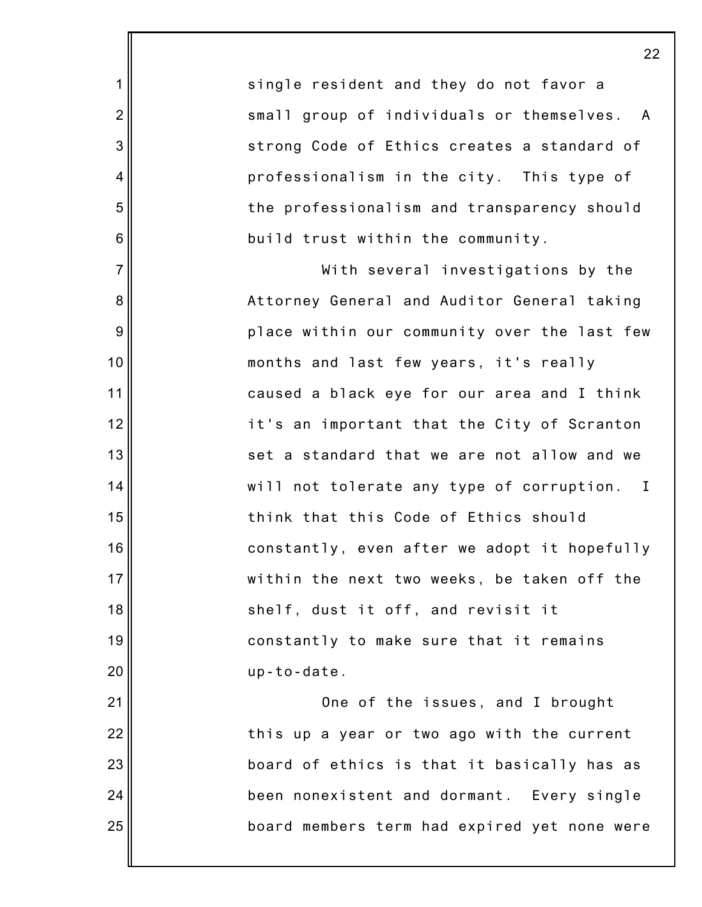single resident and they do not favor a small group of individuals or themselves. A strong Code of Ethics creates a standard of professionalism in the city. This type of the professionalism and transparency should build trust within the community.

With several investigations by the Attorney General and Auditor General taking place within our community over the last few months and last few years, it's really caused a black eye for our area and I think it's an important that the City of Scranton set a standard that we are not allow and we will not tolerate any type of corruption. I think that this Code of Ethics should constantly, even after we adopt it hopefully within the next two weeks, be taken off the shelf, dust it off, and revisit it constantly to make sure that it remains up-to-date.

One of the issues, and I brought this up a year or two ago with the current board of ethics is that it basically has as been nonexistent and dormant. Every single board members term had expired yet none were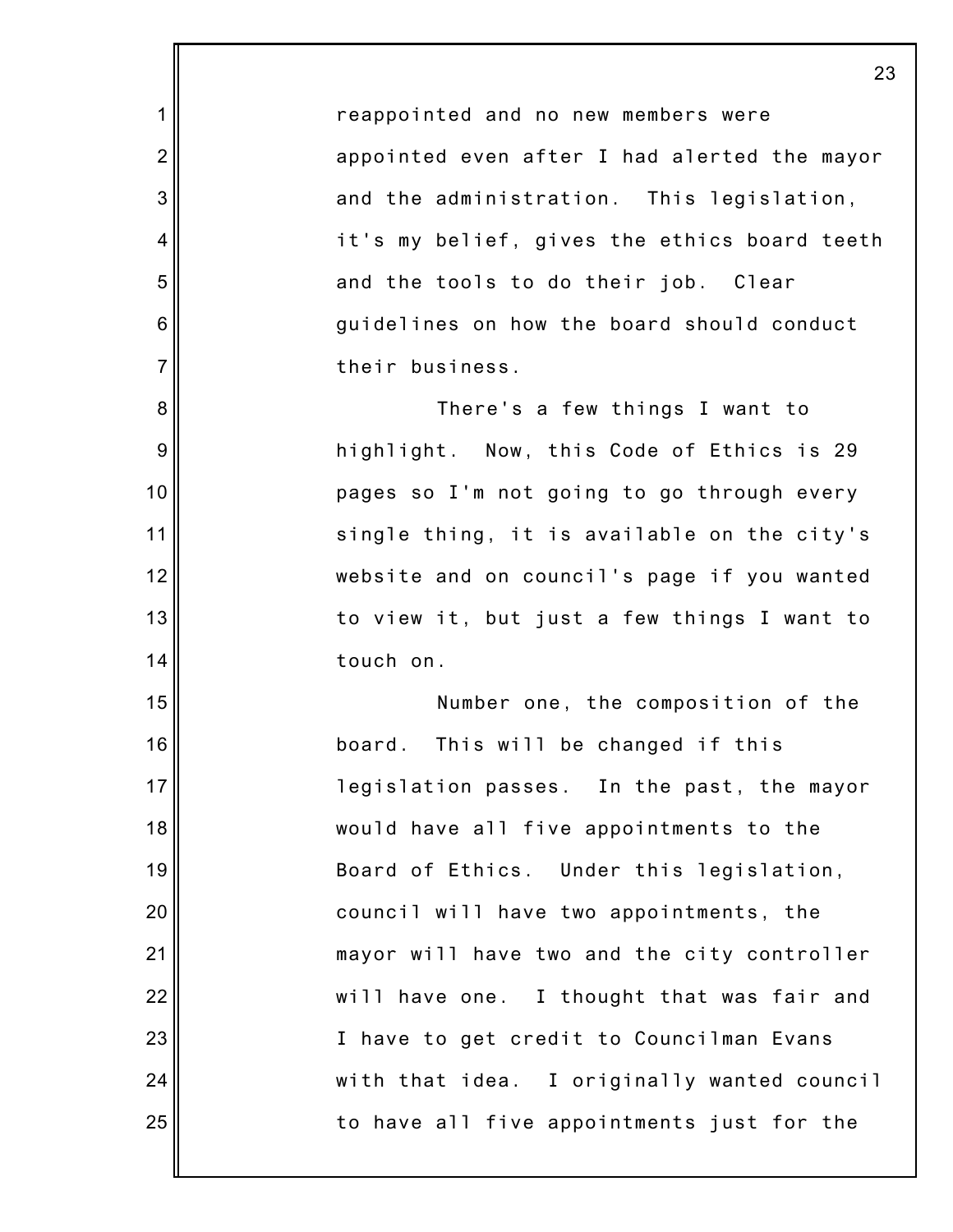reappointed and no new members were appointed even after I had alerted the mayor and the administration. This legislation, it's my belief, gives the ethics board teeth and the tools to do their job. Clear guidelines on how the board should conduct their business.

There's a few things I want to highlight. Now, this Code of Ethics is 29 pages so I'm not going to go through every single thing, it is available on the city's website and on council's page if you wanted to view it, but just a few things I want to touch on.

Number one, the composition of the board. This will be changed if this legislation passes. In the past, the mayor would have all five appointments to the Board of Ethics. Under this legislation, council will have two appointments, the mayor will have two and the city controller will have one. I thought that was fair and I have to get credit to Councilman Evans with that idea. I originally wanted council to have all five appointments just for the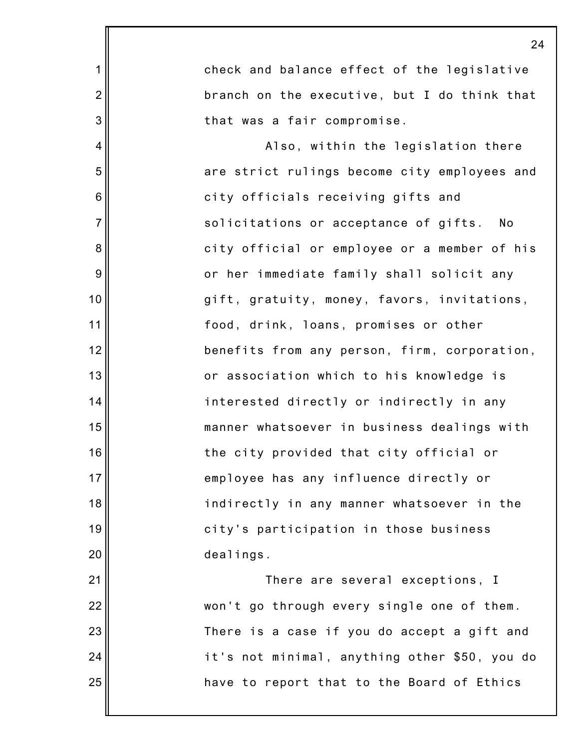check and balance effect of the legislative branch on the executive, but I do think that that was a fair compromise.

Also, within the legislation there are strict rulings become city employees and city officials receiving gifts and solicitations or acceptance of gifts. No city official or employee or a member of his or her immediate family shall solicit any gift, gratuity, money, favors, invitations, food, drink, loans, promises or other benefits from any person, firm, corporation, or association which to his knowledge is interested directly or indirectly in any manner whatsoever in business dealings with the city provided that city official or employee has any influence directly or indirectly in any manner whatsoever in the city's participation in those business dealings.

There are several exceptions, I won't go through every single one of them. There is a case if you do accept a gift and it's not minimal, anything other $50, you do have to report that to the Board of Ethics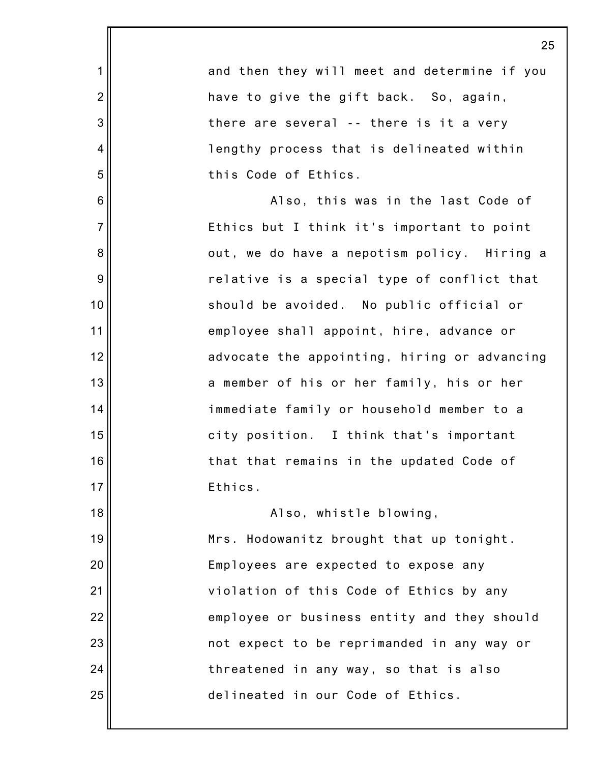and then they will meet and determine if you have to give the gift back. So, again, there are several -- there is it a very lengthy process that is delineated within this Code of Ethics.

Also, this was in the last Code of Ethics but I think it's important to point out, we do have a nepotism policy. Hiring a relative is a special type of conflict that should be avoided. No public official or employee shall appoint, hire, advance or advocate the appointing, hiring or advancing a member of his or her family, his or her immediate family or household member to a city position. I think that's important that that remains in the updated Code of Ethics.

Also, whistle blowing, Mrs. Hodowanitz brought that up tonight. Employees are expected to expose any violation of this Code of Ethics by any employee or business entity and they should not expect to be reprimanded in any way or threatened in any way, so that is also delineated in our Code of Ethics.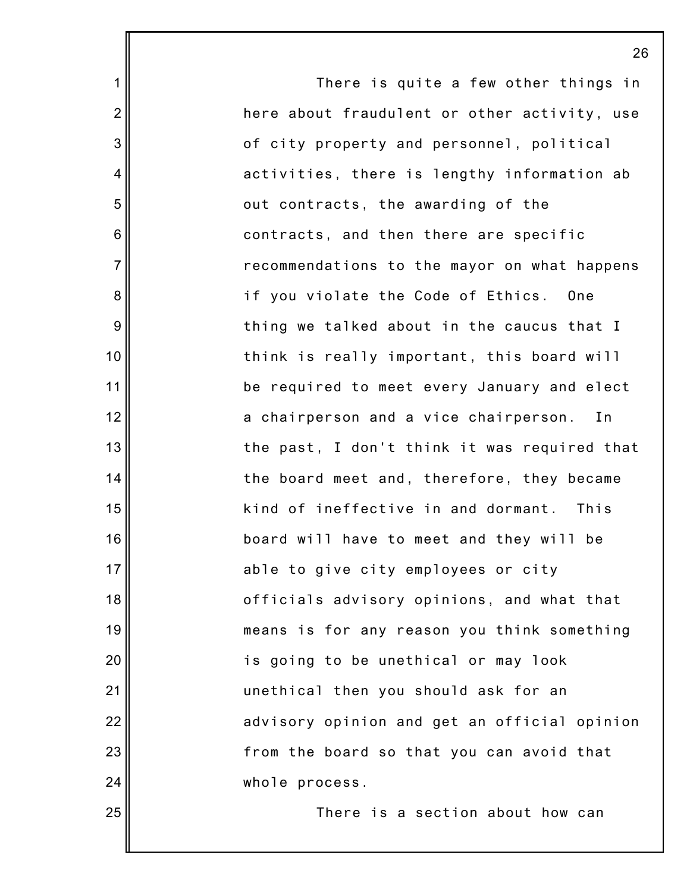There is quite a few other things in here about fraudulent or other activity, use of city property and personnel, political activities, there is lengthy information ab out contracts, the awarding of the contracts, and then there are specific recommendations to the mayor on what happens if you violate the Code of Ethics. One thing we talked about in the caucus that I think is really important, this board will be required to meet every January and elect a chairperson and a vice chairperson. In the past, I don't think it was required that the board meet and, therefore, they became kind of ineffective in and dormant. This board will have to meet and they will be able to give city employees or city officials advisory opinions, and what that means is for any reason you think something is going to be unethical or may look unethical then you should ask for an advisory opinion and get an official opinion from the board so that you can avoid that whole process.

There is a section about how can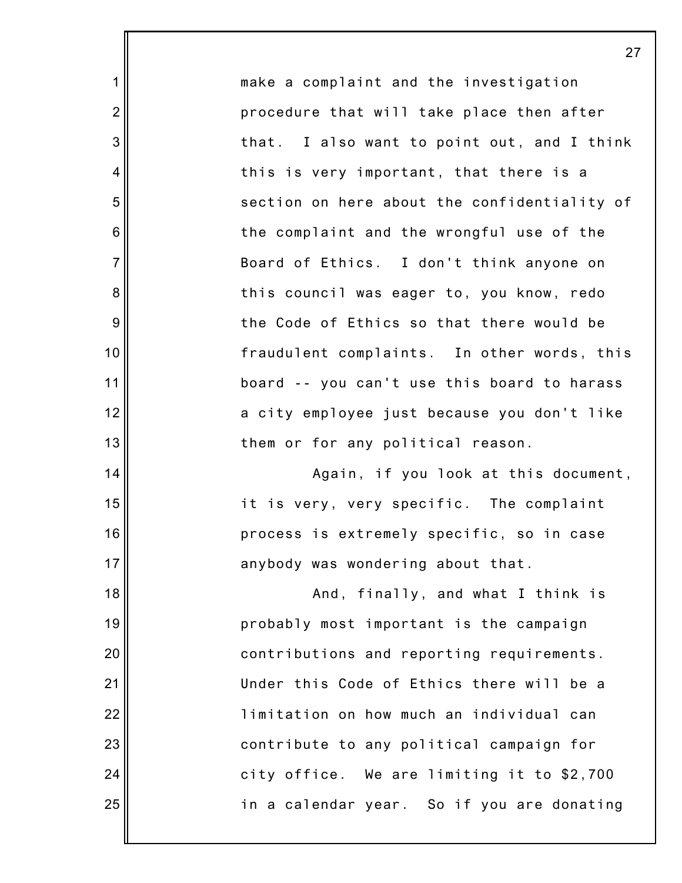make a complaint and the investigation procedure that will take place then after that. I also want to point out, and I think this is very important, that there is a section on here about the confidentiality of the complaint and the wrongful use of the Board of Ethics. I don't think anyone on this council was eager to, you know, redo the Code of Ethics so that there would be fraudulent complaints. In other words, this board -- you can't use this board to harass a city employee just because you don't like them or for any political reason.

Again, if you look at this document, it is very, very specific. The complaint process is extremely specific, so in case anybody was wondering about that.

And, finally, and what I think is probably most important is the campaign contributions and reporting requirements. Under this Code of Ethics there will be a limitation on how much an individual can contribute to any political campaign for city office. We are limiting it to $2,700 in a calendar year. So if you are donating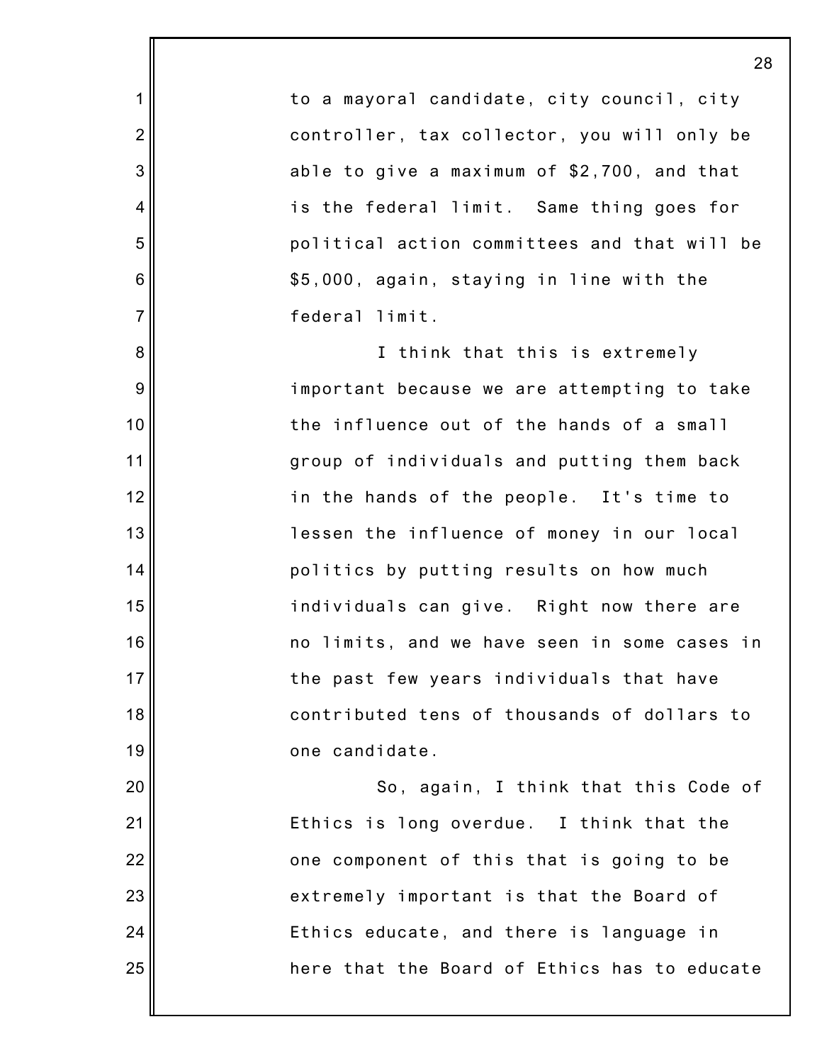to a mayoral candidate, city council, city controller, tax collector, you will only be able to give a maximum of $2,700, and that is the federal limit. Same thing goes for political action committees and that will be $5,000, again, staying in line with the federal limit.

I think that this is extremely important because we are attempting to take the influence out of the hands of a small group of individuals and putting them back in the hands of the people. It's time to lessen the influence of money in our local politics by putting results on how much individuals can give. Right now there are no limits, and we have seen in some cases in the past few years individuals that have contributed tens of thousands of dollars to one candidate.

So, again, I think that this Code of Ethics is long overdue. I think that the one component of this that is going to be extremely important is that the Board of Ethics educate, and there is language in here that the Board of Ethics has to educate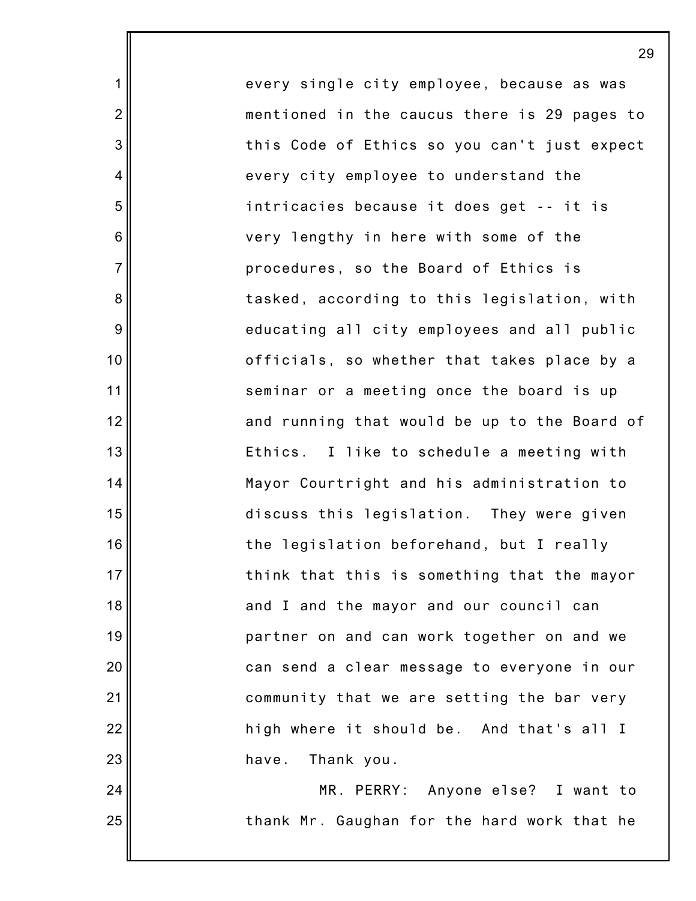every single city employee, because as was mentioned in the caucus there is 29 pages to this Code of Ethics so you can't just expect every city employee to understand the intricacies because it does get -- it is very lengthy in here with some of the procedures, so the Board of Ethics is tasked, according to this legislation, with educating all city employees and all public officials, so whether that takes place by a seminar or a meeting once the board is up and running that would be up to the Board of Ethics. I like to schedule a meeting with Mayor Courtright and his administration to discuss this legislation. They were given the legislation beforehand, but I really think that this is something that the mayor and I and the mayor and our council can partner on and can work together on and we can send a clear message to everyone in our community that we are setting the bar very high where it should be. And that's all I have. Thank you.

MR. PERRY: Anyone else? I want to thank Mr. Gaughan for the hard work that he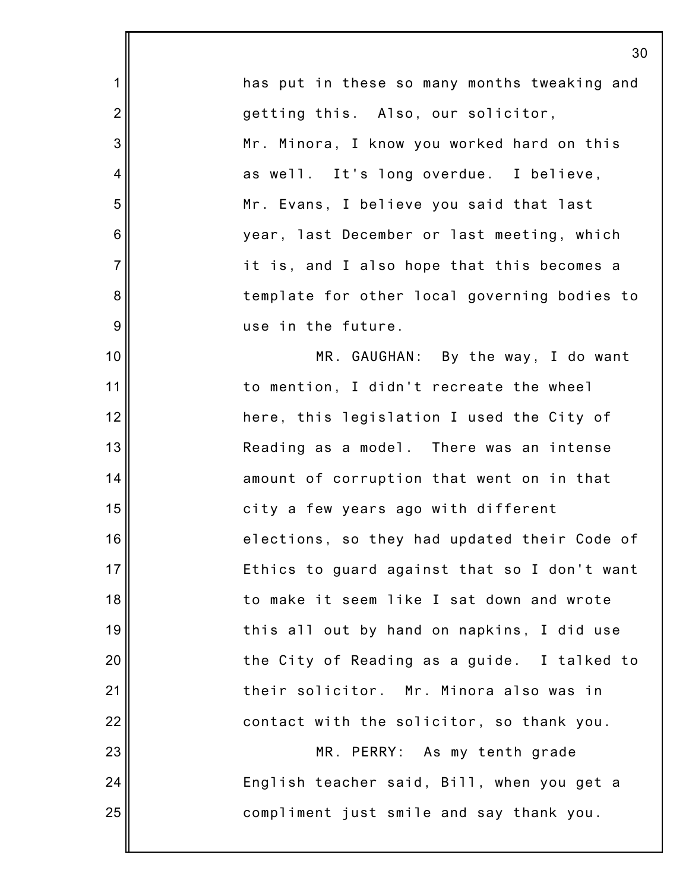has put in these so many months tweaking and getting this. Also, our solicitor, Mr. Minora, I know you worked hard on this as well. It's long overdue. I believe, Mr. Evans, I believe you said that last year, last December or last meeting, which it is, and I also hope that this becomes a template for other local governing bodies to use in the future.

MR. GAUGHAN: By the way, I do want to mention, I didn't recreate the wheel here, this legislation I used the City of Reading as a model. There was an intense amount of corruption that went on in that city a few years ago with different elections, so they had updated their Code of Ethics to guard against that so I don't want to make it seem like I sat down and wrote this all out by hand on napkins, I did use the City of Reading as a guide. I talked to their solicitor. Mr. Minora also was in contact with the solicitor, so thank you.

MR. PERRY: As my tenth grade English teacher said, Bill, when you get a compliment just smile and say thank you.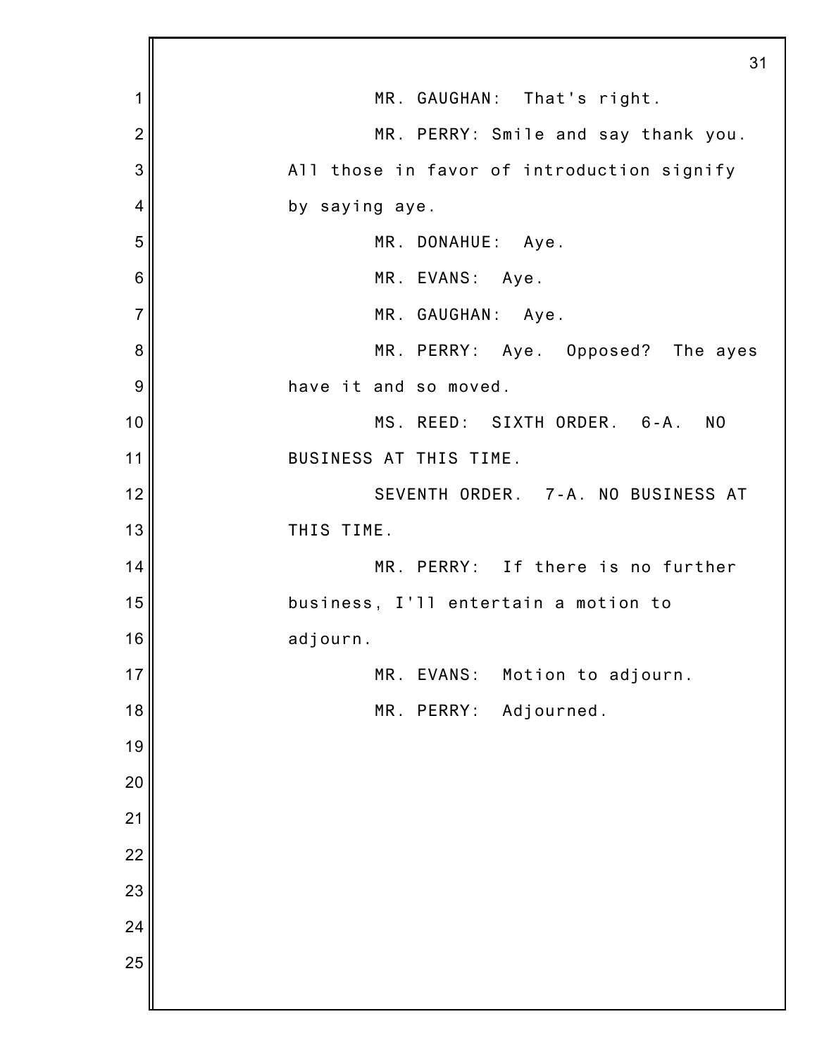MR. GAUGHAN: That's right.

MR. PERRY: Smile and say thank you. All those in favor of introduction signify by saying aye.

MR. DONAHUE: Aye.

MR. EVANS: Aye.

MR. GAUGHAN: Aye.

MR. PERRY: Aye. Opposed? The ayes have it and so moved.

MS. REED: SIXTH ORDER. 6-A. NO BUSINESS AT THIS TIME.

SEVENTH ORDER. 7-A. NO BUSINESS AT THIS TIME.

MR. PERRY: If there is no further business, I'll entertain a motion to adjourn.

MR. EVANS: Motion to adjourn.

MR. PERRY: Adjourned.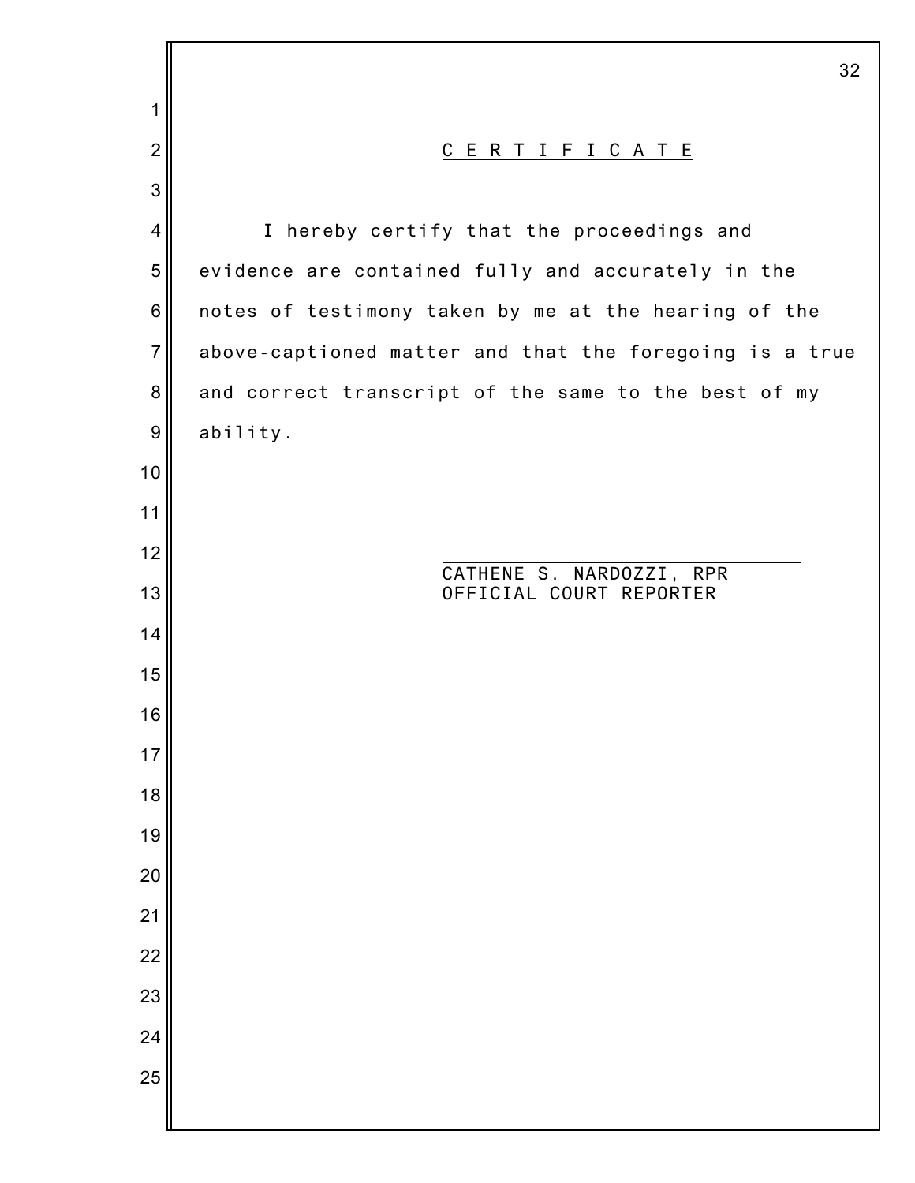## C E R T I F I C A T E

I hereby certify that the proceedings and evidence are contained fully and accurately in the notes of testimony taken by me at the hearing of the above-captioned matter and that the foregoing is a true and correct transcript of the same to the best of my ability.

\_\_\_\_\_\_\_\_\_\_\_\_\_\_\_\_\_\_\_\_\_\_\_\_\_\_\_\_\_\_

CATHENE S. NARDOZZI, RPR
OFFICIAL COURT REPORTER